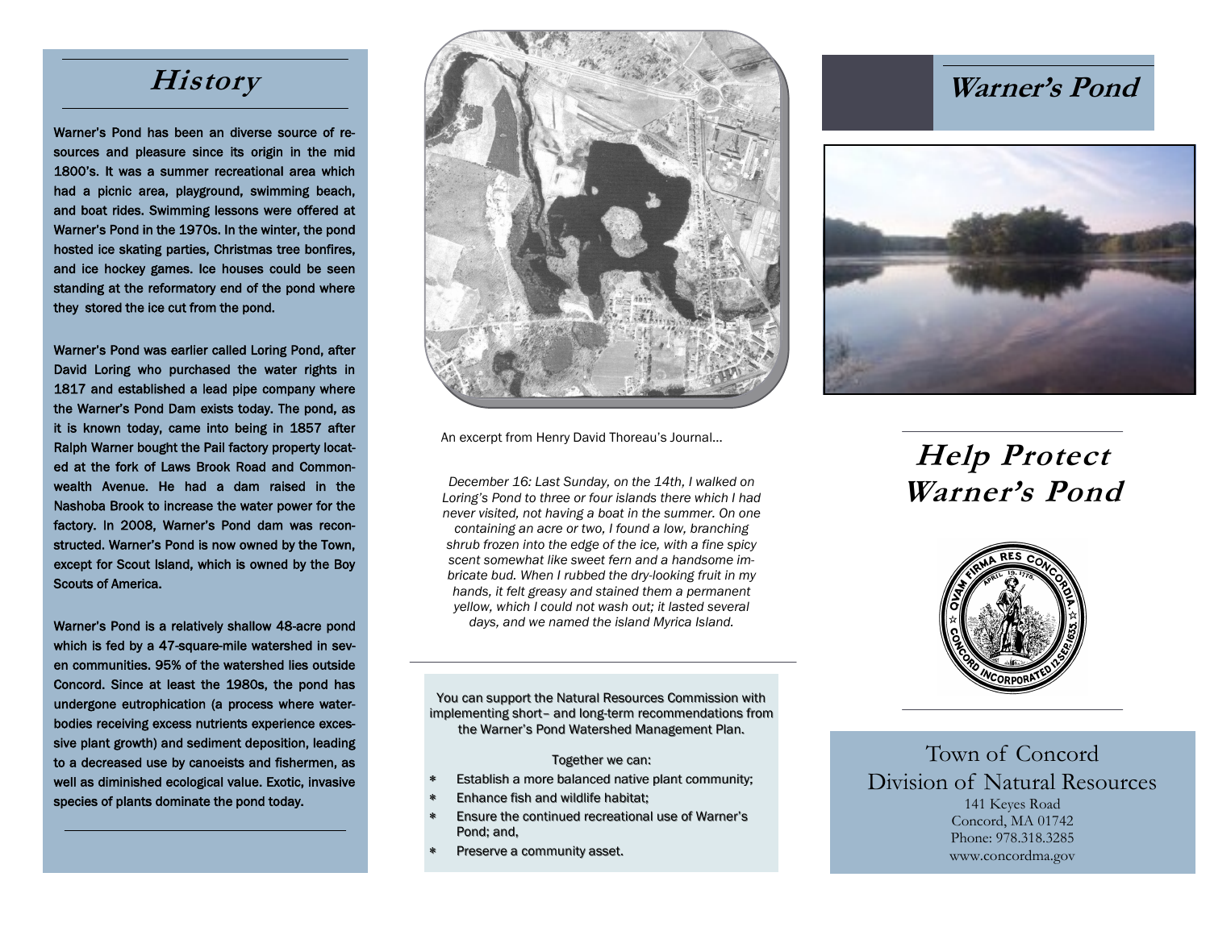# History

Warner's Pond has been an diverse source of resources and pleasure since its origin in the mid 1800's. It was a summer recreational area which had a picnic area, playground, swimming beach, and boat rides. Swimming lessons were offered at Warner's Pond in the 1970s. In the winter, the pond hosted ice skating parties, Christmas tree bonfires, and ice hockey games. Ice houses could be seen standing at the reformatory end of the pond where they stored the ice cut from the pond.

Warner's Pond was earlier called Loring Pond, after David Loring who purchased the water rights in 1817 and established a lead pipe company where the Warner's Pond Dam exists today. The pond, as it is known today, came into being in 1857 after Ralph Warner bought the Pail factory property located at the fork of Laws Brook Road and Commonwealth Avenue. He had a dam raised in the Nashoba Brook to increase the water power for the factory. In 2008, Warner's Pond dam was reconstructed. Warner's Pond is now owned by the Town, except for Scout Island, which is owned by the Boy Scouts of America.

Warner's Pond is a relatively shallow 48-acre pond which is fed by a 47-square-mile watershed in seven communities. 95% of the watershed lies outside Concord. Since at least the 1980s, the pond has undergone eutrophication (a process where waterbodies receiving excess nutrients experience excessive plant growth) and sediment deposition, leading to a decreased use by canoeists and fishermen, as well as diminished ecological value. Exotic, invasive species of plants dominate the pond today.

An excerpt from Henry David Thoreau's Journal…

*December 16: Last Sunday, on the 14th, I walked on Loring's Pond to three or four islands there which I had never visited, not having a boat in the summer. On one containing an acre or two, I found a low, branching shrub frozen into the edge of the ice, with a fine spicy scent somewhat like sweet fern and a handsome imbricate bud. When I rubbed the dry-looking fruit in my hands, it felt greasy and stained them a permanent yellow, which I could not wash out; it lasted several days, and we named the island Myrica Island.*

You can support the Natural Resources Commission with implementing short– and long-term recommendations from the Warner's Pond Watershed Management Plan.

Together we can:

* Establish a more balanced native plant community;
* Enhance fish and wildlife habitat;
* Ensure the continued recreational use of Warner's Pond; and,
* Preserve a community asset.

# Warner's Pond

## Help Protect Warner's Pond

Town of Concord
Division of Natural Resources
141 Keyes Road
Concord, MA 01742
Phone: 978.318.3285
www.concordma.gov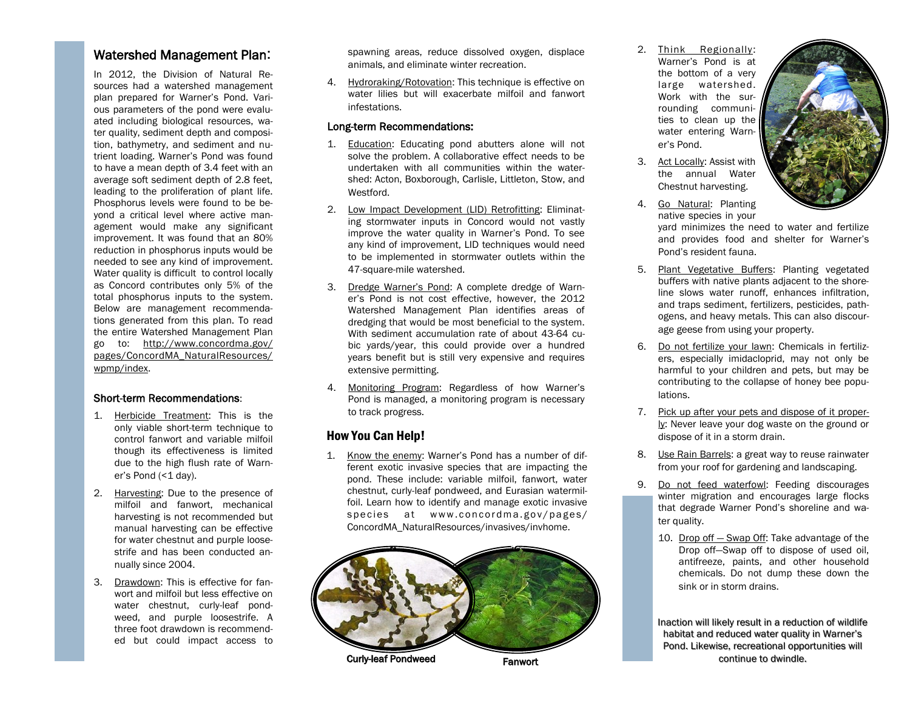## Watershed Management Plan:

In 2012, the Division of Natural Resources had a watershed management plan prepared for Warner's Pond. Various parameters of the pond were evaluated including biological resources, water quality, sediment depth and composition, bathymetry, and sediment and nutrient loading. Warner's Pond was found to have a mean depth of 3.4 feet with an average soft sediment depth of 2.8 feet, leading to the proliferation of plant life. Phosphorus levels were found to be beyond a critical level where active management would make any significant improvement. It was found that an 80% reduction in phosphorus inputs would be needed to see any kind of improvement. Water quality is difficult to control locally as Concord contributes only 5% of the total phosphorus inputs to the system. Below are management recommendations generated from this plan. To read the entire Watershed Management Plan go to: http://www.concordma.gov/pages/ConcordMA_NaturalResources/wpmp/index.

### Short-term Recommendations:

1. Herbicide Treatment: This is the only viable short-term technique to control fanwort and variable milfoil though its effectiveness is limited due to the high flush rate of Warner's Pond (<1 day).
2. Harvesting: Due to the presence of milfoil and fanwort, mechanical harvesting is not recommended but manual harvesting can be effective for water chestnut and purple loosestrife and has been conducted annually since 2004.
3. Drawdown: This is effective for fanwort and milfoil but less effective on water chestnut, curly-leaf pondweed, and purple loosestrife. A three foot drawdown is recommended but could impact access to spawning areas, reduce dissolved oxygen, displace animals, and eliminate winter recreation.
4. Hydroraking/Rotovation: This technique is effective on water lilies but will exacerbate milfoil and fanwort infestations.

### Long-term Recommendations:

1. Education: Educating pond abutters alone will not solve the problem. A collaborative effect needs to be undertaken with all communities within the watershed: Acton, Boxborough, Carlisle, Littleton, Stow, and Westford.
2. Low Impact Development (LID) Retrofitting: Eliminating stormwater inputs in Concord would not vastly improve the water quality in Warner's Pond. To see any kind of improvement, LID techniques would need to be implemented in stormwater outlets within the 47-square-mile watershed.
3. Dredge Warner's Pond: A complete dredge of Warner's Pond is not cost effective, however, the 2012 Watershed Management Plan identifies areas of dredging that would be most beneficial to the system. With sediment accumulation rate of about 43-64 cubic yards/year, this could provide over a hundred years benefit but is still very expensive and requires extensive permitting.
4. Monitoring Program: Regardless of how Warner's Pond is managed, a monitoring program is necessary to track progress.

## How You Can Help!

1. Know the enemy: Warner's Pond has a number of different exotic invasive species that are impacting the pond. These include: variable milfoil, fanwort, water chestnut, curly-leaf pondweed, and Eurasian watermilfoil. Learn how to identify and manage exotic invasive species at www.concordma.gov/pages/ConcordMA_NaturalResources/invasives/invhome.

Curly-leaf Pondweed

Fanwort

2. Think Regionally: Warner's Pond is at the bottom of a very large watershed. Work with the surrounding communities to clean up the water entering Warner's Pond.
3. Act Locally: Assist with the annual Water Chestnut harvesting.
4. Go Natural: Planting native species in your yard minimizes the need to water and fertilize and provides food and shelter for Warner's Pond's resident fauna.
5. Plant Vegetative Buffers: Planting vegetated buffers with native plants adjacent to the shoreline slows water runoff, enhances infiltration, and traps sediment, fertilizers, pesticides, pathogens, and heavy metals. This can also discourage geese from using your property.
6. Do not fertilize your lawn: Chemicals in fertilizers, especially imidacloprid, may not only be harmful to your children and pets, but may be contributing to the collapse of honey bee populations.
7. Pick up after your pets and dispose of it properly: Never leave your dog waste on the ground or dispose of it in a storm drain.
8. Use Rain Barrels: a great way to reuse rainwater from your roof for gardening and landscaping.
9. Do not feed waterfowl: Feeding discourages winter migration and encourages large flocks that degrade Warner Pond's shoreline and water quality.
10. Drop off — Swap Off: Take advantage of the Drop off—Swap off to dispose of used oil, antifreeze, paints, and other household chemicals. Do not dump these down the sink or in storm drains.

Inaction will likely result in a reduction of wildlife habitat and reduced water quality in Warner's Pond. Likewise, recreational opportunities will continue to dwindle.